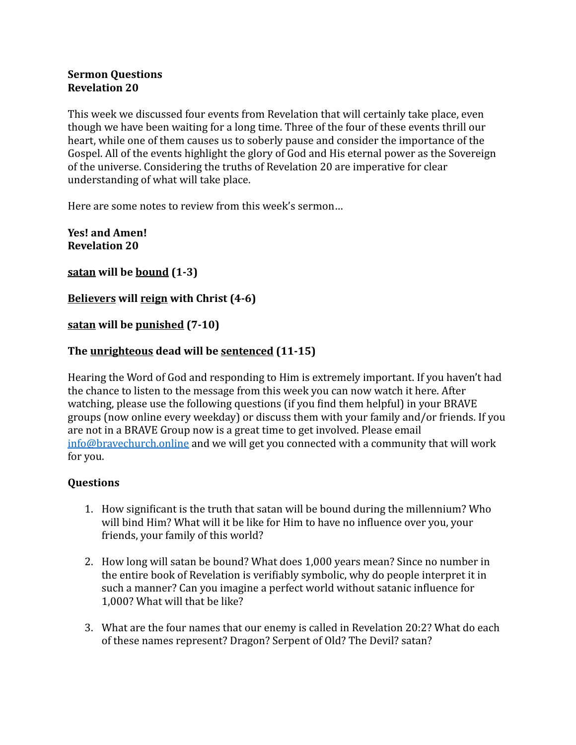**Sermon Questions**
**Revelation 20**

This week we discussed four events from Revelation that will certainly take place, even though we have been waiting for a long time. Three of the four of these events thrill our heart, while one of them causes us to soberly pause and consider the importance of the Gospel. All of the events highlight the glory of God and His eternal power as the Sovereign of the universe. Considering the truths of Revelation 20 are imperative for clear understanding of what will take place.

Here are some notes to review from this week's sermon…

**Yes! and Amen!**
**Revelation 20**

**<u>satan</u> will be <u>bound</u> (1-3)**

**<u>Believers</u> will <u>reign</u> with Christ (4-6)**

**<u>satan</u> will be <u>punished</u> (7-10)**

**The <u>unrighteous</u> dead will be <u>sentenced</u> (11-15)**

Hearing the Word of God and responding to Him is extremely important. If you haven't had the chance to listen to the message from this week you can now watch it here. After watching, please use the following questions (if you find them helpful) in your BRAVE groups (now online every weekday) or discuss them with your family and/or friends. If you are not in a BRAVE Group now is a great time to get involved. Please email [info@bravechurch.online](mailto:info@bravechurch.online) and we will get you connected with a community that will work for you.

**Questions**

1. How significant is the truth that satan will be bound during the millennium? Who will bind Him? What will it be like for Him to have no influence over you, your friends, your family of this world?

2. How long will satan be bound? What does 1,000 years mean? Since no number in the entire book of Revelation is verifiably symbolic, why do people interpret it in such a manner? Can you imagine a perfect world without satanic influence for 1,000? What will that be like?

3. What are the four names that our enemy is called in Revelation 20:2? What do each of these names represent? Dragon? Serpent of Old? The Devil? satan?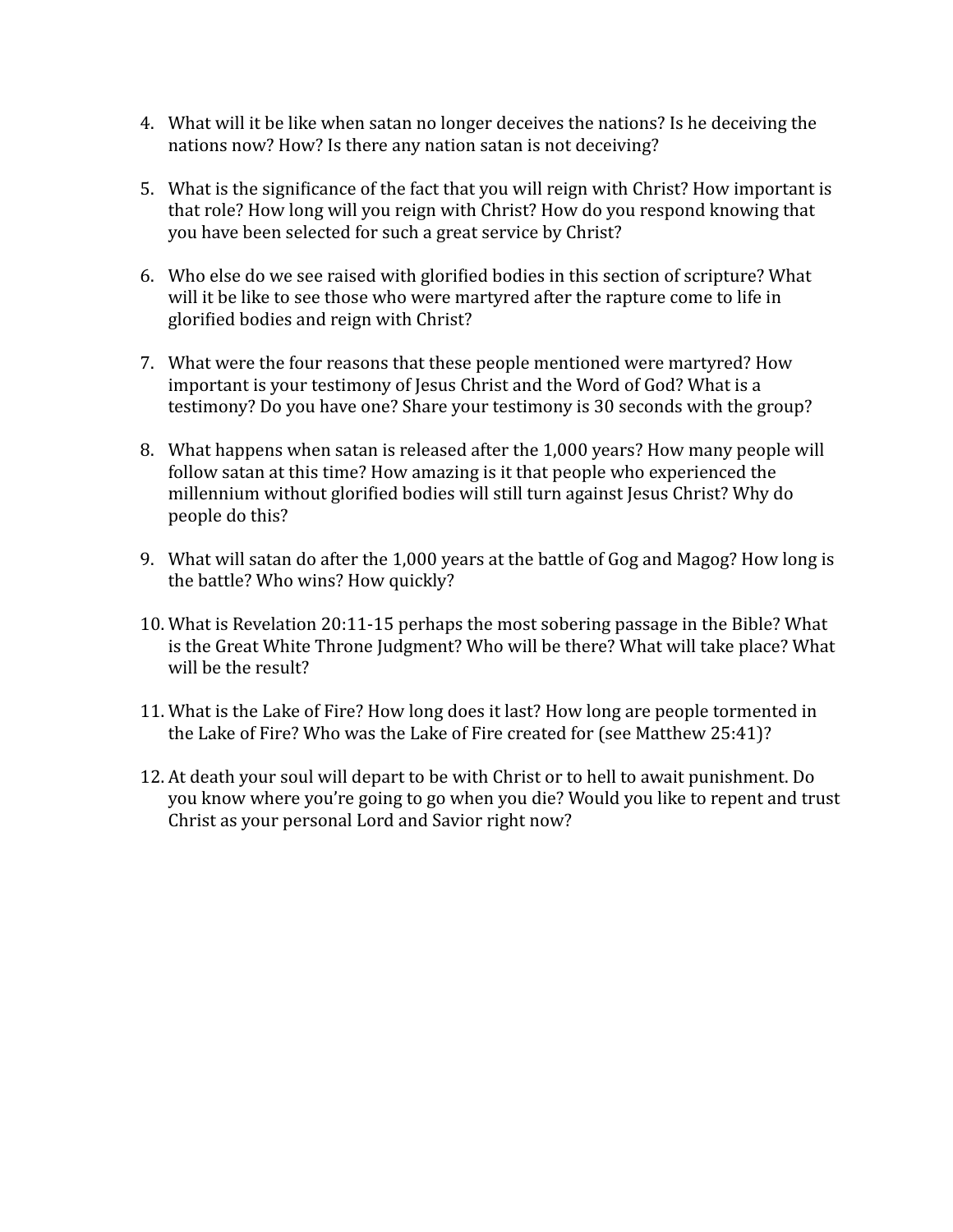4. What will it be like when satan no longer deceives the nations? Is he deceiving the nations now? How? Is there any nation satan is not deceiving?

5. What is the significance of the fact that you will reign with Christ? How important is that role? How long will you reign with Christ? How do you respond knowing that you have been selected for such a great service by Christ?

6. Who else do we see raised with glorified bodies in this section of scripture? What will it be like to see those who were martyred after the rapture come to life in glorified bodies and reign with Christ?

7. What were the four reasons that these people mentioned were martyred? How important is your testimony of Jesus Christ and the Word of God? What is a testimony? Do you have one? Share your testimony is 30 seconds with the group?

8. What happens when satan is released after the 1,000 years? How many people will follow satan at this time? How amazing is it that people who experienced the millennium without glorified bodies will still turn against Jesus Christ? Why do people do this?

9. What will satan do after the 1,000 years at the battle of Gog and Magog? How long is the battle? Who wins? How quickly?

10. What is Revelation 20:11-15 perhaps the most sobering passage in the Bible? What is the Great White Throne Judgment? Who will be there? What will take place? What will be the result?

11. What is the Lake of Fire? How long does it last? How long are people tormented in the Lake of Fire? Who was the Lake of Fire created for (see Matthew 25:41)?

12. At death your soul will depart to be with Christ or to hell to await punishment. Do you know where you're going to go when you die? Would you like to repent and trust Christ as your personal Lord and Savior right now?